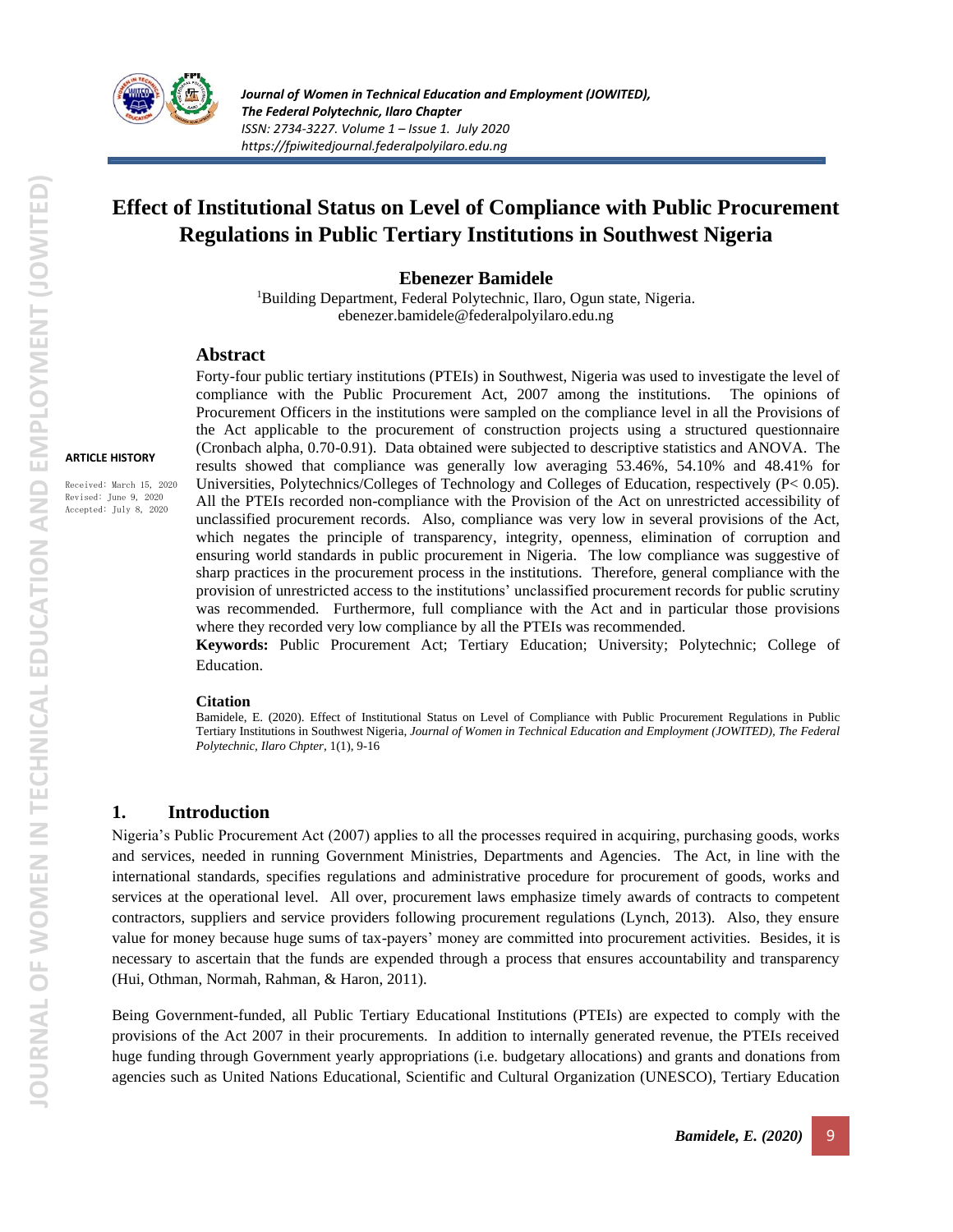# Effect of Institutional Status on Level of Compliance with Public Procurement Regulations in Public Tertiary Institutions in Southwest Nigeria

**Ebenezer Bamidele**

[1]Building Department, Federal Polytechnic, Ilaro, Ogun state, Nigeria.
ebenezer.bamidele@federalpolyilaro.edu.ng

**ARTICLE HISTORY**

Received: March 15, 2020
Revised: June 9, 2020
Accepted: July 8, 2020

## Abstract

Forty-four public tertiary institutions (PTEIs) in Southwest, Nigeria was used to investigate the level of compliance with the Public Procurement Act, 2007 among the institutions. The opinions of Procurement Officers in the institutions were sampled on the compliance level in all the Provisions of the Act applicable to the procurement of construction projects using a structured questionnaire (Cronbach alpha, 0.70-0.91). Data obtained were subjected to descriptive statistics and ANOVA. The results showed that compliance was generally low averaging 53.46%, 54.10% and 48.41% for Universities, Polytechnics/Colleges of Technology and Colleges of Education, respectively ($P < 0.05$). All the PTEIs recorded non-compliance with the Provision of the Act on unrestricted accessibility of unclassified procurement records. Also, compliance was very low in several provisions of the Act, which negates the principle of transparency, integrity, openness, elimination of corruption and ensuring world standards in public procurement in Nigeria. The low compliance was suggestive of sharp practices in the procurement process in the institutions. Therefore, general compliance with the provision of unrestricted access to the institutions' unclassified procurement records for public scrutiny was recommended. Furthermore, full compliance with the Act and in particular those provisions where they recorded very low compliance by all the PTEIs was recommended.

**Keywords:** Public Procurement Act; Tertiary Education; University; Polytechnic; College of Education.

**Citation**

Bamidele, E. (2020). Effect of Institutional Status on Level of Compliance with Public Procurement Regulations in Public Tertiary Institutions in Southwest Nigeria, *Journal of Women in Technical Education and Employment (JOWITED), The Federal Polytechnic, Ilaro Chpter*, 1(1), 9-16

## 1. Introduction

Nigeria's Public Procurement Act (2007) applies to all the processes required in acquiring, purchasing goods, works and services, needed in running Government Ministries, Departments and Agencies. The Act, in line with the international standards, specifies regulations and administrative procedure for procurement of goods, works and services at the operational level. All over, procurement laws emphasize timely awards of contracts to competent contractors, suppliers and service providers following procurement regulations (Lynch, 2013). Also, they ensure value for money because huge sums of tax-payers' money are committed into procurement activities. Besides, it is necessary to ascertain that the funds are expended through a process that ensures accountability and transparency (Hui, Othman, Normah, Rahman, & Haron, 2011).

Being Government-funded, all Public Tertiary Educational Institutions (PTEIs) are expected to comply with the provisions of the Act 2007 in their procurements. In addition to internally generated revenue, the PTEIs received huge funding through Government yearly appropriations (i.e. budgetary allocations) and grants and donations from agencies such as United Nations Educational, Scientific and Cultural Organization (UNESCO), Tertiary Education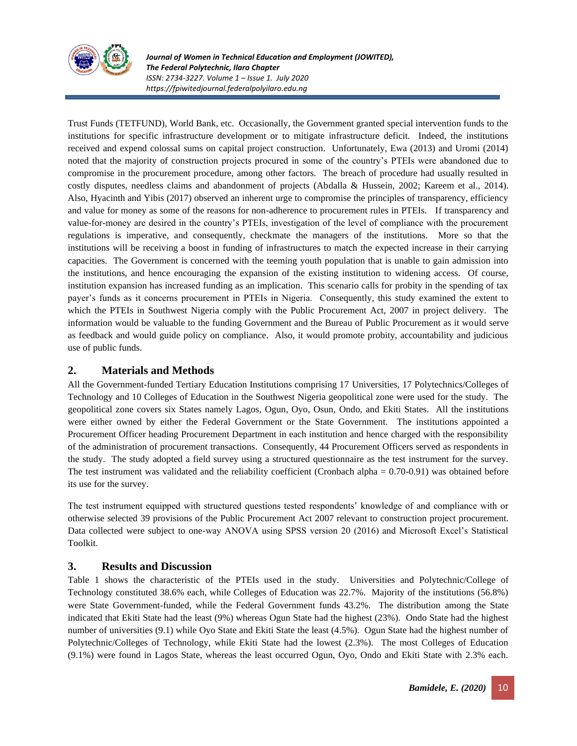Trust Funds (TETFUND), World Bank, etc. Occasionally, the Government granted special intervention funds to the institutions for specific infrastructure development or to mitigate infrastructure deficit. Indeed, the institutions received and expend colossal sums on capital project construction. Unfortunately, Ewa (2013) and Uromi (2014) noted that the majority of construction projects procured in some of the country's PTEIs were abandoned due to compromise in the procurement procedure, among other factors. The breach of procedure had usually resulted in costly disputes, needless claims and abandonment of projects (Abdalla & Hussein, 2002; Kareem et al., 2014). Also, Hyacinth and Yibis (2017) observed an inherent urge to compromise the principles of transparency, efficiency and value for money as some of the reasons for non-adherence to procurement rules in PTEIs. If transparency and value-for-money are desired in the country's PTEIs, investigation of the level of compliance with the procurement regulations is imperative, and consequently, checkmate the managers of the institutions. More so that the institutions will be receiving a boost in funding of infrastructures to match the expected increase in their carrying capacities. The Government is concerned with the teeming youth population that is unable to gain admission into the institutions, and hence encouraging the expansion of the existing institution to widening access. Of course, institution expansion has increased funding as an implication. This scenario calls for probity in the spending of tax payer's funds as it concerns procurement in PTEIs in Nigeria. Consequently, this study examined the extent to which the PTEIs in Southwest Nigeria comply with the Public Procurement Act, 2007 in project delivery. The information would be valuable to the funding Government and the Bureau of Public Procurement as it would serve as feedback and would guide policy on compliance. Also, it would promote probity, accountability and judicious use of public funds.

## 2. Materials and Methods

All the Government-funded Tertiary Education Institutions comprising 17 Universities, 17 Polytechnics/Colleges of Technology and 10 Colleges of Education in the Southwest Nigeria geopolitical zone were used for the study. The geopolitical zone covers six States namely Lagos, Ogun, Oyo, Osun, Ondo, and Ekiti States. All the institutions were either owned by either the Federal Government or the State Government. The institutions appointed a Procurement Officer heading Procurement Department in each institution and hence charged with the responsibility of the administration of procurement transactions. Consequently, 44 Procurement Officers served as respondents in the study. The study adopted a field survey using a structured questionnaire as the test instrument for the survey. The test instrument was validated and the reliability coefficient (Cronbach alpha = 0.70-0.91) was obtained before its use for the survey.

The test instrument equipped with structured questions tested respondents' knowledge of and compliance with or otherwise selected 39 provisions of the Public Procurement Act 2007 relevant to construction project procurement. Data collected were subject to one-way ANOVA using SPSS version 20 (2016) and Microsoft Excel's Statistical Toolkit.

## 3. Results and Discussion

Table 1 shows the characteristic of the PTEIs used in the study. Universities and Polytechnic/College of Technology constituted 38.6% each, while Colleges of Education was 22.7%. Majority of the institutions (56.8%) were State Government-funded, while the Federal Government funds 43.2%. The distribution among the State indicated that Ekiti State had the least (9%) whereas Ogun State had the highest (23%). Ondo State had the highest number of universities (9.1) while Oyo State and Ekiti State the least (4.5%). Ogun State had the highest number of Polytechnic/Colleges of Technology, while Ekiti State had the lowest (2.3%). The most Colleges of Education (9.1%) were found in Lagos State, whereas the least occurred Ogun, Oyo, Ondo and Ekiti State with 2.3% each.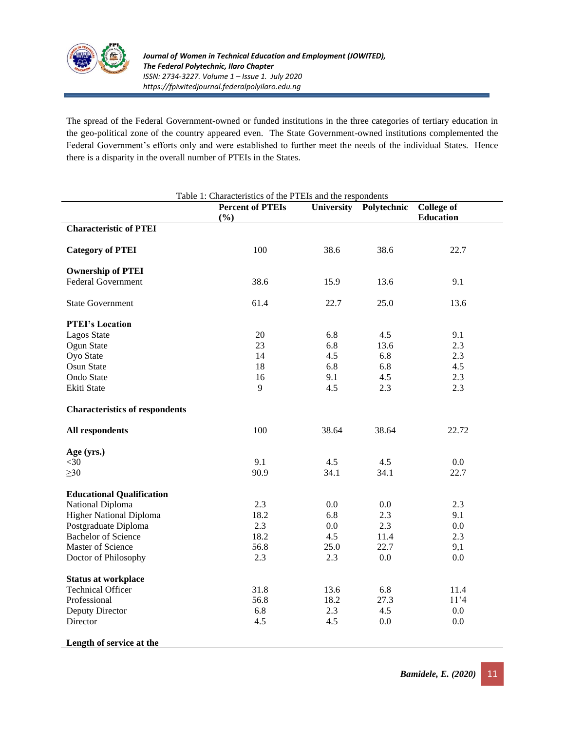The spread of the Federal Government-owned or funded institutions in the three categories of tertiary education in the geo-political zone of the country appeared even. The State Government-owned institutions complemented the Federal Government's efforts only and were established to further meet the needs of the individual States. Hence there is a disparity in the overall number of PTEIs in the States.

Table 1: Characteristics of the PTEIs and the respondents

| | Percent of PTEIs (%) | University | Polytechnic | College of Education |
|---|---|---|---|---|
| **Characteristic of PTEI** | | | | |
| **Category of PTEI** | 100 | 38.6 | 38.6 | 22.7 |
| **Ownership of PTEI** | | | | |
| Federal Government | 38.6 | 15.9 | 13.6 | 9.1 |
| State Government | 61.4 | 22.7 | 25.0 | 13.6 |
| **PTEI's Location** | | | | |
| Lagos State | 20 | 6.8 | 4.5 | 9.1 |
| Ogun State | 23 | 6.8 | 13.6 | 2.3 |
| Oyo State | 14 | 4.5 | 6.8 | 2.3 |
| Osun State | 18 | 6.8 | 6.8 | 4.5 |
| Ondo State | 16 | 9.1 | 4.5 | 2.3 |
| Ekiti State | 9 | 4.5 | 2.3 | 2.3 |
| **Characteristics of respondents** | | | | |
| **All respondents** | 100 | 38.64 | 38.64 | 22.72 |
| **Age (yrs.)** | | | | |
| <30 | 9.1 | 4.5 | 4.5 | 0.0 |
| ≥30 | 90.9 | 34.1 | 34.1 | 22.7 |
| **Educational Qualification** | | | | |
| National Diploma | 2.3 | 0.0 | 0.0 | 2.3 |
| Higher National Diploma | 18.2 | 6.8 | 2.3 | 9.1 |
| Postgraduate Diploma | 2.3 | 0.0 | 2.3 | 0.0 |
| Bachelor of Science | 18.2 | 4.5 | 11.4 | 2.3 |
| Master of Science | 56.8 | 25.0 | 22.7 | 9,1 |
| Doctor of Philosophy | 2.3 | 2.3 | 0.0 | 0.0 |
| **Status at workplace** | | | | |
| Technical Officer | 31.8 | 13.6 | 6.8 | 11.4 |
| Professional | 56.8 | 18.2 | 27.3 | 11'4 |
| Deputy Director | 6.8 | 2.3 | 4.5 | 0.0 |
| Director | 4.5 | 4.5 | 0.0 | 0.0 |
| **Length of service at the** | | | | |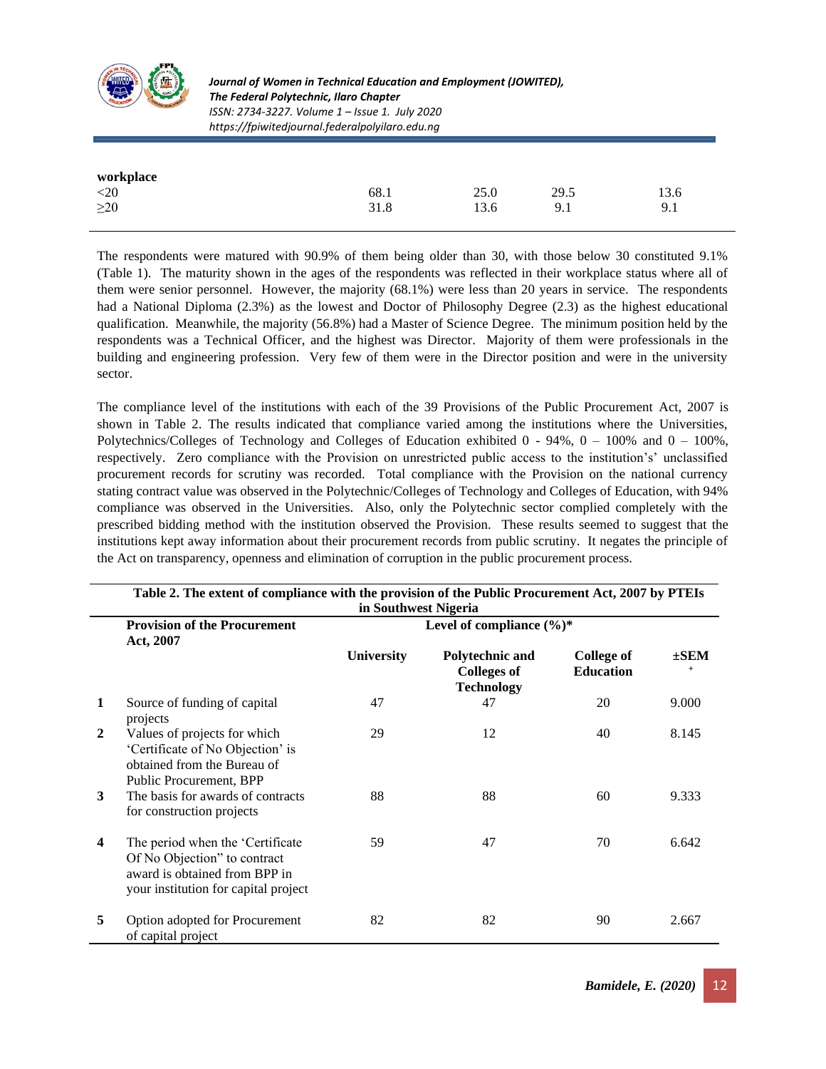| workplace | | | | |
|---|---|---|---|---|
| <20 | 68.1 | 25.0 | 29.5 | 13.6 |
| ≥20 | 31.8 | 13.6 | 9.1 | 9.1 |

The respondents were matured with 90.9% of them being older than 30, with those below 30 constituted 9.1% (Table 1). The maturity shown in the ages of the respondents was reflected in their workplace status where all of them were senior personnel. However, the majority (68.1%) were less than 20 years in service. The respondents had a National Diploma (2.3%) as the lowest and Doctor of Philosophy Degree (2.3) as the highest educational qualification. Meanwhile, the majority (56.8%) had a Master of Science Degree. The minimum position held by the respondents was a Technical Officer, and the highest was Director. Majority of them were professionals in the building and engineering profession. Very few of them were in the Director position and were in the university sector.

The compliance level of the institutions with each of the 39 Provisions of the Public Procurement Act, 2007 is shown in Table 2. The results indicated that compliance varied among the institutions where the Universities, Polytechnics/Colleges of Technology and Colleges of Education exhibited 0 - 94%, 0 – 100% and 0 – 100%, respectively. Zero compliance with the Provision on unrestricted public access to the institution's' unclassified procurement records for scrutiny was recorded. Total compliance with the Provision on the national currency stating contract value was observed in the Polytechnic/Colleges of Technology and Colleges of Education, with 94% compliance was observed in the Universities. Also, only the Polytechnic sector complied completely with the prescribed bidding method with the institution observed the Provision. These results seemed to suggest that the institutions kept away information about their procurement records from public scrutiny. It negates the principle of the Act on transparency, openness and elimination of corruption in the public procurement process.

**Table 2. The extent of compliance with the provision of the Public Procurement Act, 2007 by PTEIs in Southwest Nigeria**

| | Provision of the Procurement Act, 2007 | Level of compliance (%)* | | | |
|---|---|---|---|---|---|
| | | University | Polytechnic and Colleges of Technology | College of Education | ±SEM + |
| 1 | Source of funding of capital projects | 47 | 47 | 20 | 9.000 |
| 2 | Values of projects for which 'Certificate of No Objection' is obtained from the Bureau of Public Procurement, BPP | 29 | 12 | 40 | 8.145 |
| 3 | The basis for awards of contracts for construction projects | 88 | 88 | 60 | 9.333 |
| 4 | The period when the 'Certificate Of No Objection" to contract award is obtained from BPP in your institution for capital project | 59 | 47 | 70 | 6.642 |
| 5 | Option adopted for Procurement of capital project | 82 | 82 | 90 | 2.667 |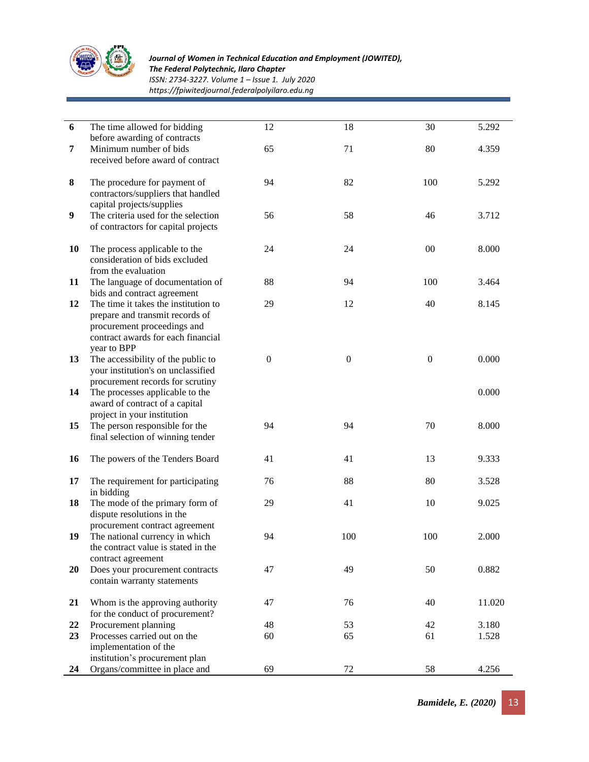| | | | | | |
|---|---|---|---|---|---|
| **6** | The time allowed for bidding before awarding of contracts | 12 | 18 | 30 | 5.292 |
| **7** | Minimum number of bids received before award of contract | 65 | 71 | 80 | 4.359 |
| **8** | The procedure for payment of contractors/suppliers that handled capital projects/supplies | 94 | 82 | 100 | 5.292 |
| **9** | The criteria used for the selection of contractors for capital projects | 56 | 58 | 46 | 3.712 |
| **10** | The process applicable to the consideration of bids excluded from the evaluation | 24 | 24 | 00 | 8.000 |
| **11** | The language of documentation of bids and contract agreement | 88 | 94 | 100 | 3.464 |
| **12** | The time it takes the institution to prepare and transmit records of procurement proceedings and contract awards for each financial year to BPP | 29 | 12 | 40 | 8.145 |
| **13** | The accessibility of the public to your institution's on unclassified procurement records for scrutiny | 0 | 0 | 0 | 0.000 |
| **14** | The processes applicable to the award of contract of a capital project in your institution | | | | 0.000 |
| **15** | The person responsible for the final selection of winning tender | 94 | 94 | 70 | 8.000 |
| **16** | The powers of the Tenders Board | 41 | 41 | 13 | 9.333 |
| **17** | The requirement for participating in bidding | 76 | 88 | 80 | 3.528 |
| **18** | The mode of the primary form of dispute resolutions in the procurement contract agreement | 29 | 41 | 10 | 9.025 |
| **19** | The national currency in which the contract value is stated in the contract agreement | 94 | 100 | 100 | 2.000 |
| **20** | Does your procurement contracts contain warranty statements | 47 | 49 | 50 | 0.882 |
| **21** | Whom is the approving authority for the conduct of procurement? | 47 | 76 | 40 | 11.020 |
| **22** | Procurement planning | 48 | 53 | 42 | 3.180 |
| **23** | Processes carried out on the implementation of the institution's procurement plan | 60 | 65 | 61 | 1.528 |
| **24** | Organs/committee in place and | 69 | 72 | 58 | 4.256 |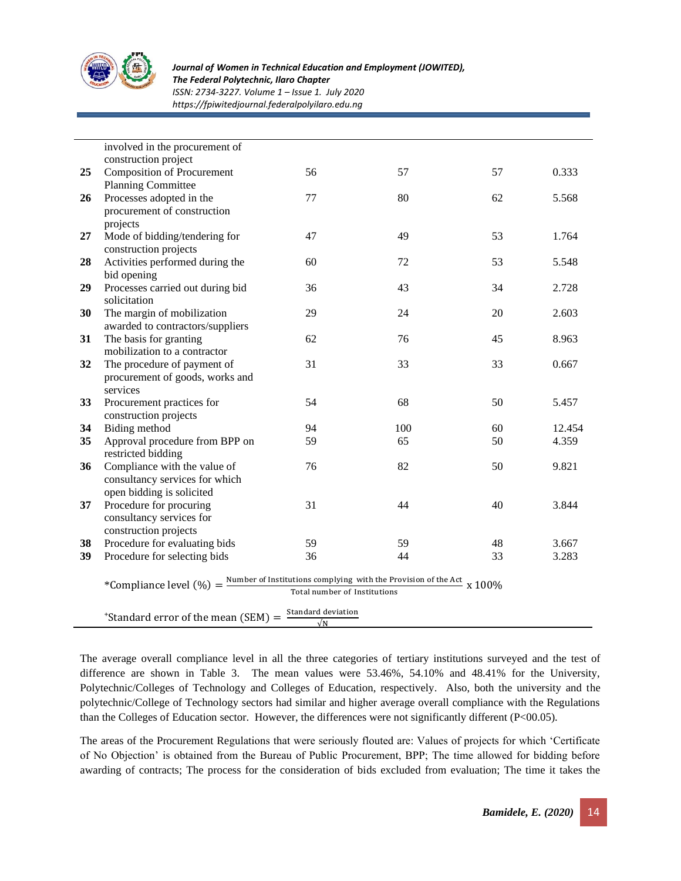| | | | | | |
|---|---|---|---|---|---|
| | involved in the procurement of construction project | | | | |
| **25** | Composition of Procurement Planning Committee | 56 | 57 | 57 | 0.333 |
| **26** | Processes adopted in the procurement of construction projects | 77 | 80 | 62 | 5.568 |
| **27** | Mode of bidding/tendering for construction projects | 47 | 49 | 53 | 1.764 |
| **28** | Activities performed during the bid opening | 60 | 72 | 53 | 5.548 |
| **29** | Processes carried out during bid solicitation | 36 | 43 | 34 | 2.728 |
| **30** | The margin of mobilization awarded to contractors/suppliers | 29 | 24 | 20 | 2.603 |
| **31** | The basis for granting mobilization to a contractor | 62 | 76 | 45 | 8.963 |
| **32** | The procedure of payment of procurement of goods, works and services | 31 | 33 | 33 | 0.667 |
| **33** | Procurement practices for construction projects | 54 | 68 | 50 | 5.457 |
| **34** | Biding method | 94 | 100 | 60 | 12.454 |
| **35** | Approval procedure from BPP on restricted bidding | 59 | 65 | 50 | 4.359 |
| **36** | Compliance with the value of consultancy services for which open bidding is solicited | 76 | 82 | 50 | 9.821 |
| **37** | Procedure for procuring consultancy services for construction projects | 31 | 44 | 40 | 3.844 |
| **38** | Procedure for evaluating bids | 59 | 59 | 48 | 3.667 |
| **39** | Procedure for selecting bids | 36 | 44 | 33 | 3.283 |

$$\text{*Compliance level (\%)} = \frac{\text{Number of Institutions complying with the Provision of the Act}}{\text{Total number of Institutions}} \times 100\%$$

$$^{+}\text{Standard error of the mean (SEM)} = \frac{\text{Standard deviation}}{\sqrt{N}}$$

The average overall compliance level in all the three categories of tertiary institutions surveyed and the test of difference are shown in Table 3. The mean values were 53.46%, 54.10% and 48.41% for the University, Polytechnic/Colleges of Technology and Colleges of Education, respectively. Also, both the university and the polytechnic/College of Technology sectors had similar and higher average overall compliance with the Regulations than the Colleges of Education sector. However, the differences were not significantly different (P<00.05).

The areas of the Procurement Regulations that were seriously flouted are: Values of projects for which 'Certificate of No Objection' is obtained from the Bureau of Public Procurement, BPP; The time allowed for bidding before awarding of contracts; The process for the consideration of bids excluded from evaluation; The time it takes the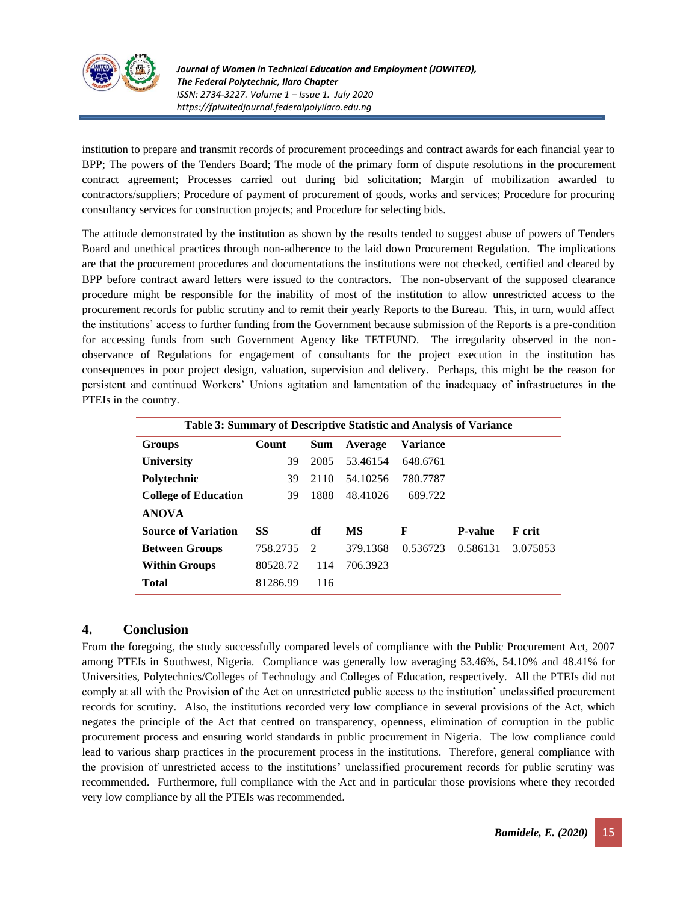institution to prepare and transmit records of procurement proceedings and contract awards for each financial year to BPP; The powers of the Tenders Board; The mode of the primary form of dispute resolutions in the procurement contract agreement; Processes carried out during bid solicitation; Margin of mobilization awarded to contractors/suppliers; Procedure of payment of procurement of goods, works and services; Procedure for procuring consultancy services for construction projects; and Procedure for selecting bids.

The attitude demonstrated by the institution as shown by the results tended to suggest abuse of powers of Tenders Board and unethical practices through non-adherence to the laid down Procurement Regulation. The implications are that the procurement procedures and documentations the institutions were not checked, certified and cleared by BPP before contract award letters were issued to the contractors. The non-observant of the supposed clearance procedure might be responsible for the inability of most of the institution to allow unrestricted access to the procurement records for public scrutiny and to remit their yearly Reports to the Bureau. This, in turn, would affect the institutions' access to further funding from the Government because submission of the Reports is a pre-condition for accessing funds from such Government Agency like TETFUND. The irregularity observed in the non-observance of Regulations for engagement of consultants for the project execution in the institution has consequences in poor project design, valuation, supervision and delivery. Perhaps, this might be the reason for persistent and continued Workers' Unions agitation and lamentation of the inadequacy of infrastructures in the PTEIs in the country.

**Table 3: Summary of Descriptive Statistic and Analysis of Variance**

| **Groups** | **Count** | **Sum** | **Average** | **Variance** | | |
|---|---|---|---|---|---|---|
| **University** | 39 | 2085 | 53.46154 | 648.6761 | | |
| **Polytechnic** | 39 | 2110 | 54.10256 | 780.7787 | | |
| **College of Education** | 39 | 1888 | 48.41026 | 689.722 | | |
| **ANOVA** | | | | | | |
| **Source of Variation** | **SS** | **df** | **MS** | **F** | **P-value** | **F crit** |
| **Between Groups** | 758.2735 | 2 | 379.1368 | 0.536723 | 0.586131 | 3.075853 |
| **Within Groups** | 80528.72 | 114 | 706.3923 | | | |
| **Total** | 81286.99 | 116 | | | | |

## 4. Conclusion

From the foregoing, the study successfully compared levels of compliance with the Public Procurement Act, 2007 among PTEIs in Southwest, Nigeria. Compliance was generally low averaging 53.46%, 54.10% and 48.41% for Universities, Polytechnics/Colleges of Technology and Colleges of Education, respectively. All the PTEIs did not comply at all with the Provision of the Act on unrestricted public access to the institution' unclassified procurement records for scrutiny. Also, the institutions recorded very low compliance in several provisions of the Act, which negates the principle of the Act that centred on transparency, openness, elimination of corruption in the public procurement process and ensuring world standards in public procurement in Nigeria. The low compliance could lead to various sharp practices in the procurement process in the institutions. Therefore, general compliance with the provision of unrestricted access to the institutions' unclassified procurement records for public scrutiny was recommended. Furthermore, full compliance with the Act and in particular those provisions where they recorded very low compliance by all the PTEIs was recommended.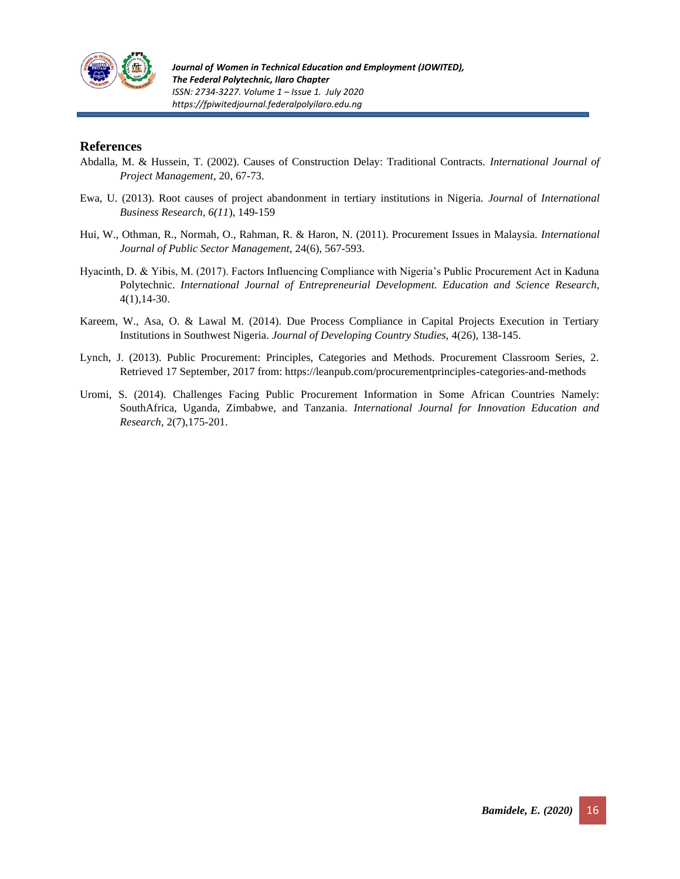## References

Abdalla, M. & Hussein, T. (2002). Causes of Construction Delay: Traditional Contracts. *International Journal of Project Management*, 20, 67-73.

Ewa, U. (2013). Root causes of project abandonment in tertiary institutions in Nigeria. *Journal of International Business Research, 6(11)*, 149-159

Hui, W., Othman, R., Normah, O., Rahman, R. & Haron, N. (2011). Procurement Issues in Malaysia. *International Journal of Public Sector Management*, 24(6), 567-593.

Hyacinth, D. & Yibis, M. (2017). Factors Influencing Compliance with Nigeria's Public Procurement Act in Kaduna Polytechnic. *International Journal of Entrepreneurial Development. Education and Science Research*, 4(1),14-30.

Kareem, W., Asa, O. & Lawal M. (2014). Due Process Compliance in Capital Projects Execution in Tertiary Institutions in Southwest Nigeria. *Journal of Developing Country Studies*, 4(26), 138-145.

Lynch, J. (2013). Public Procurement: Principles, Categories and Methods. Procurement Classroom Series, 2. Retrieved 17 September, 2017 from: https://leanpub.com/procurementprinciples-categories-and-methods

Uromi, S. (2014). Challenges Facing Public Procurement Information in Some African Countries Namely: SouthAfrica, Uganda, Zimbabwe, and Tanzania. *International Journal for Innovation Education and Research*, 2(7),175-201.